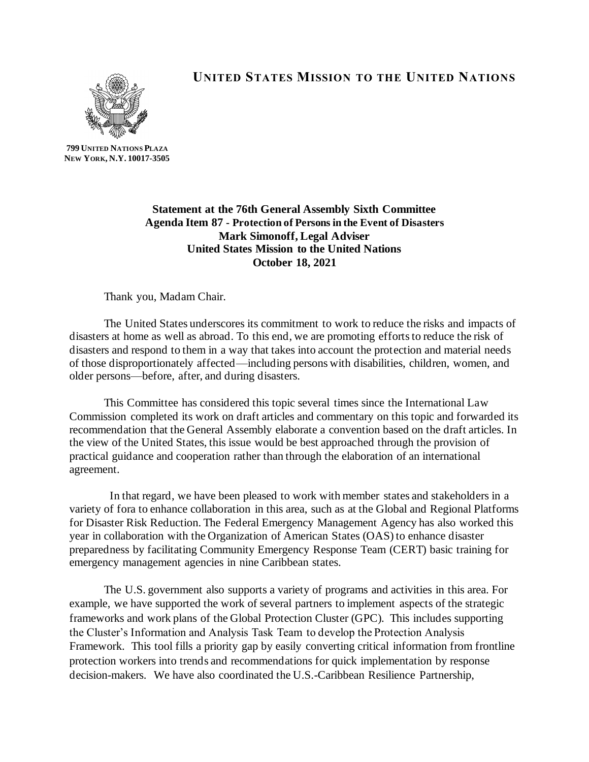# UNITED STATES MISSION TO THE UNITED NATIONS

**799 UNITED NATIONS PLAZA**
**NEW YORK, N.Y. 10017-3505**

**Statement at the 76th General Assembly Sixth Committee**
**Agenda Item 87 - Protection of Persons in the Event of Disasters**
**Mark Simonoff, Legal Adviser**
**United States Mission to the United Nations**
**October 18, 2021**

Thank you, Madam Chair.

The United States underscores its commitment to work to reduce the risks and impacts of disasters at home as well as abroad. To this end, we are promoting efforts to reduce the risk of disasters and respond to them in a way that takes into account the protection and material needs of those disproportionately affected—including persons with disabilities, children, women, and older persons—before, after, and during disasters.

This Committee has considered this topic several times since the International Law Commission completed its work on draft articles and commentary on this topic and forwarded its recommendation that the General Assembly elaborate a convention based on the draft articles. In the view of the United States, this issue would be best approached through the provision of practical guidance and cooperation rather than through the elaboration of an international agreement.

In that regard, we have been pleased to work with member states and stakeholders in a variety of fora to enhance collaboration in this area, such as at the Global and Regional Platforms for Disaster Risk Reduction. The Federal Emergency Management Agency has also worked this year in collaboration with the Organization of American States (OAS) to enhance disaster preparedness by facilitating Community Emergency Response Team (CERT) basic training for emergency management agencies in nine Caribbean states.

The U.S. government also supports a variety of programs and activities in this area. For example, we have supported the work of several partners to implement aspects of the strategic frameworks and work plans of the Global Protection Cluster (GPC). This includes supporting the Cluster's Information and Analysis Task Team to develop the Protection Analysis Framework. This tool fills a priority gap by easily converting critical information from frontline protection workers into trends and recommendations for quick implementation by response decision-makers. We have also coordinated the U.S.-Caribbean Resilience Partnership,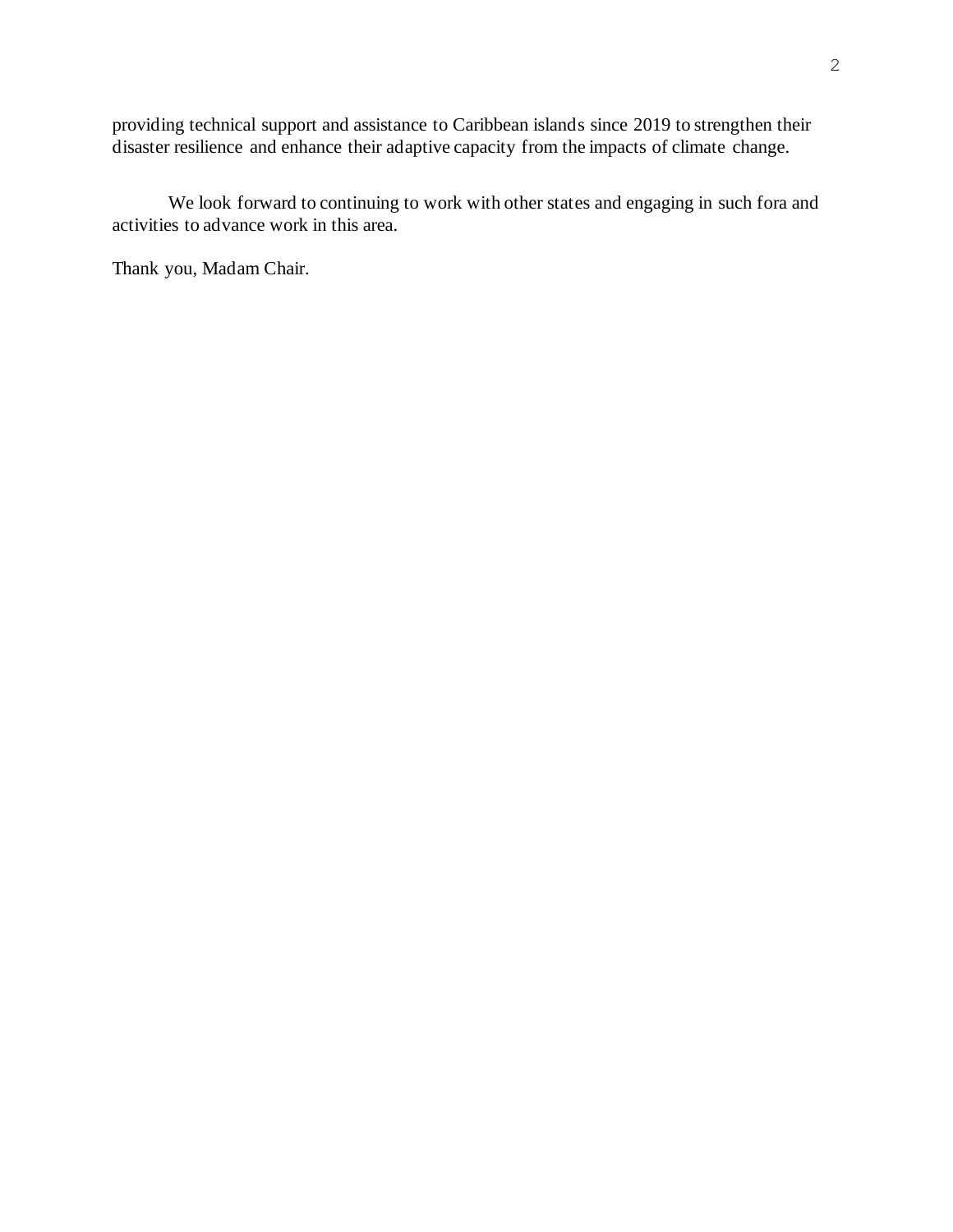providing technical support and assistance to Caribbean islands since 2019 to strengthen their disaster resilience and enhance their adaptive capacity from the impacts of climate change.

We look forward to continuing to work with other states and engaging in such fora and activities to advance work in this area.

Thank you, Madam Chair.